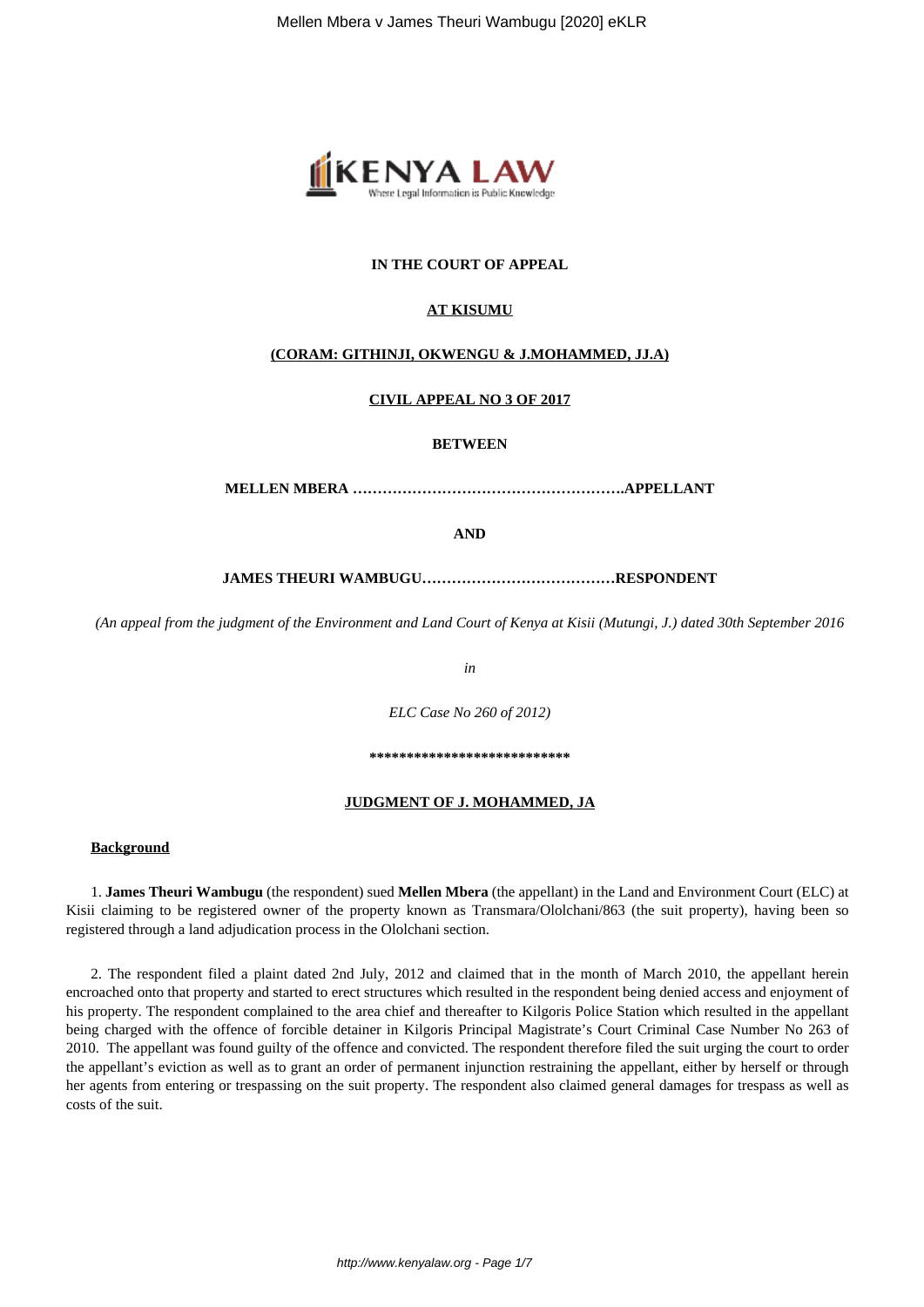**IN THE COURT OF APPEAL**

**AT KISUMU**

**(CORAM: GITHINJI, OKWENGU & J.MOHAMMED, JJ.A)**

**CIVIL APPEAL NO 3 OF 2017**

**BETWEEN**

**MELLEN MBERA ……………………………………………….APPELLANT**

**AND**

**JAMES THEURI WAMBUGU…………………………………RESPONDENT**

*(An appeal from the judgment of the Environment and Land Court of Kenya at Kisii (Mutungi, J.) dated 30th September 2016*

*in*

*ELC Case No 260 of 2012)*

\*\*\*\*\*\*\*\*\*\*\*\*\*\*\*\*\*\*\*\*\*\*\*\*\*\*\*\*

**JUDGMENT OF J. MOHAMMED, JA**

**Background**

1. **James Theuri Wambugu** (the respondent) sued **Mellen Mbera** (the appellant) in the Land and Environment Court (ELC) at Kisii claiming to be registered owner of the property known as Transmara/Ololchani/863 (the suit property), having been so registered through a land adjudication process in the Ololchani section.

2. The respondent filed a plaint dated 2nd July, 2012 and claimed that in the month of March 2010, the appellant herein encroached onto that property and started to erect structures which resulted in the respondent being denied access and enjoyment of his property. The respondent complained to the area chief and thereafter to Kilgoris Police Station which resulted in the appellant being charged with the offence of forcible detainer in Kilgoris Principal Magistrate's Court Criminal Case Number No 263 of 2010. The appellant was found guilty of the offence and convicted. The respondent therefore filed the suit urging the court to order the appellant's eviction as well as to grant an order of permanent injunction restraining the appellant, either by herself or through her agents from entering or trespassing on the suit property. The respondent also claimed general damages for trespass as well as costs of the suit.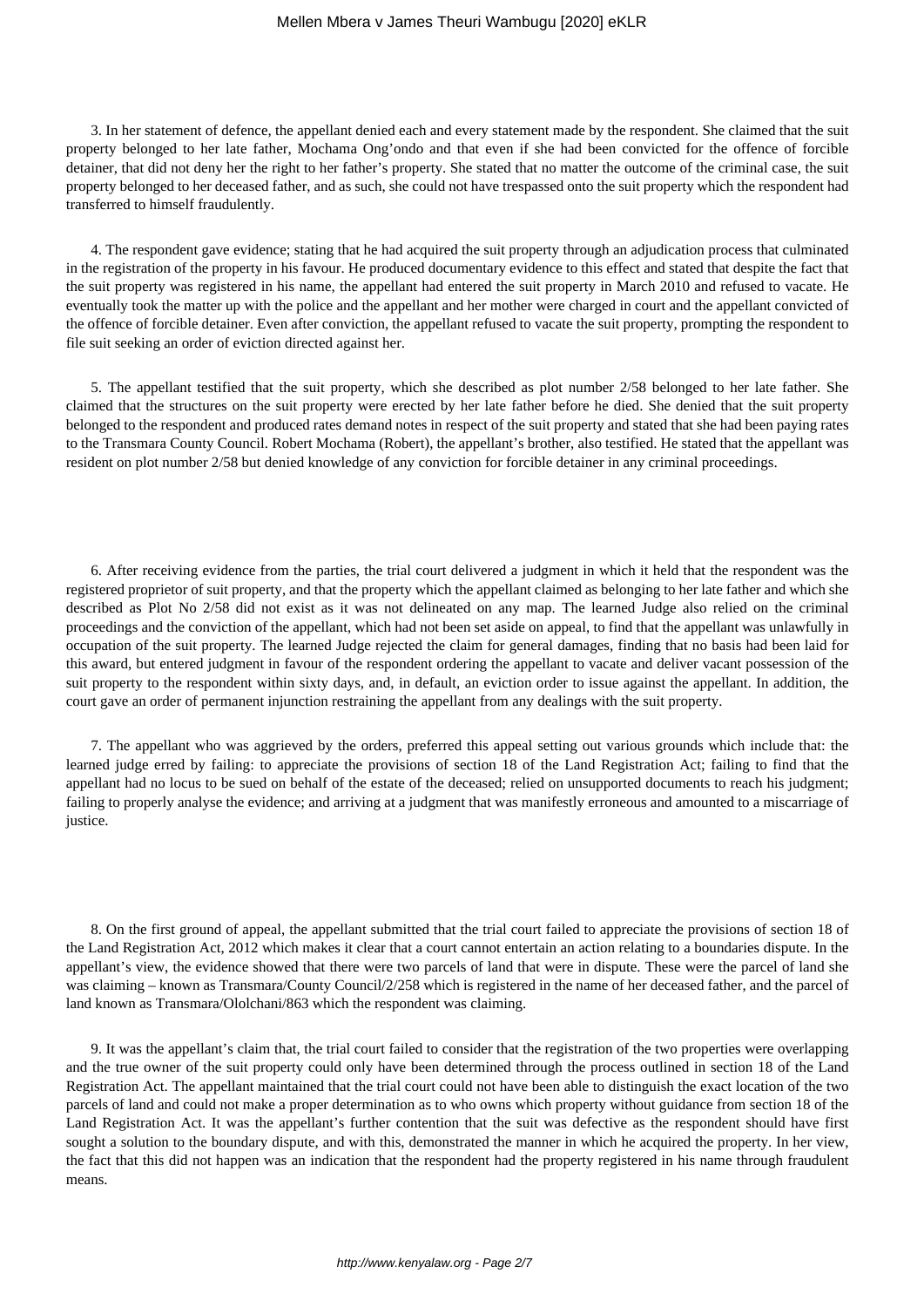3. In her statement of defence, the appellant denied each and every statement made by the respondent. She claimed that the suit property belonged to her late father, Mochama Ong'ondo and that even if she had been convicted for the offence of forcible detainer, that did not deny her the right to her father's property. She stated that no matter the outcome of the criminal case, the suit property belonged to her deceased father, and as such, she could not have trespassed onto the suit property which the respondent had transferred to himself fraudulently.

4. The respondent gave evidence; stating that he had acquired the suit property through an adjudication process that culminated in the registration of the property in his favour. He produced documentary evidence to this effect and stated that despite the fact that the suit property was registered in his name, the appellant had entered the suit property in March 2010 and refused to vacate. He eventually took the matter up with the police and the appellant and her mother were charged in court and the appellant convicted of the offence of forcible detainer. Even after conviction, the appellant refused to vacate the suit property, prompting the respondent to file suit seeking an order of eviction directed against her.

5. The appellant testified that the suit property, which she described as plot number 2/58 belonged to her late father. She claimed that the structures on the suit property were erected by her late father before he died. She denied that the suit property belonged to the respondent and produced rates demand notes in respect of the suit property and stated that she had been paying rates to the Transmara County Council. Robert Mochama (Robert), the appellant's brother, also testified. He stated that the appellant was resident on plot number 2/58 but denied knowledge of any conviction for forcible detainer in any criminal proceedings.

6. After receiving evidence from the parties, the trial court delivered a judgment in which it held that the respondent was the registered proprietor of suit property, and that the property which the appellant claimed as belonging to her late father and which she described as Plot No 2/58 did not exist as it was not delineated on any map. The learned Judge also relied on the criminal proceedings and the conviction of the appellant, which had not been set aside on appeal, to find that the appellant was unlawfully in occupation of the suit property. The learned Judge rejected the claim for general damages, finding that no basis had been laid for this award, but entered judgment in favour of the respondent ordering the appellant to vacate and deliver vacant possession of the suit property to the respondent within sixty days, and, in default, an eviction order to issue against the appellant. In addition, the court gave an order of permanent injunction restraining the appellant from any dealings with the suit property.

7. The appellant who was aggrieved by the orders, preferred this appeal setting out various grounds which include that: the learned judge erred by failing: to appreciate the provisions of section 18 of the Land Registration Act; failing to find that the appellant had no locus to be sued on behalf of the estate of the deceased; relied on unsupported documents to reach his judgment; failing to properly analyse the evidence; and arriving at a judgment that was manifestly erroneous and amounted to a miscarriage of justice.

8. On the first ground of appeal, the appellant submitted that the trial court failed to appreciate the provisions of section 18 of the Land Registration Act, 2012 which makes it clear that a court cannot entertain an action relating to a boundaries dispute. In the appellant's view, the evidence showed that there were two parcels of land that were in dispute. These were the parcel of land she was claiming – known as Transmara/County Council/2/258 which is registered in the name of her deceased father, and the parcel of land known as Transmara/Ololchani/863 which the respondent was claiming.

9. It was the appellant's claim that, the trial court failed to consider that the registration of the two properties were overlapping and the true owner of the suit property could only have been determined through the process outlined in section 18 of the Land Registration Act. The appellant maintained that the trial court could not have been able to distinguish the exact location of the two parcels of land and could not make a proper determination as to who owns which property without guidance from section 18 of the Land Registration Act. It was the appellant's further contention that the suit was defective as the respondent should have first sought a solution to the boundary dispute, and with this, demonstrated the manner in which he acquired the property. In her view, the fact that this did not happen was an indication that the respondent had the property registered in his name through fraudulent means.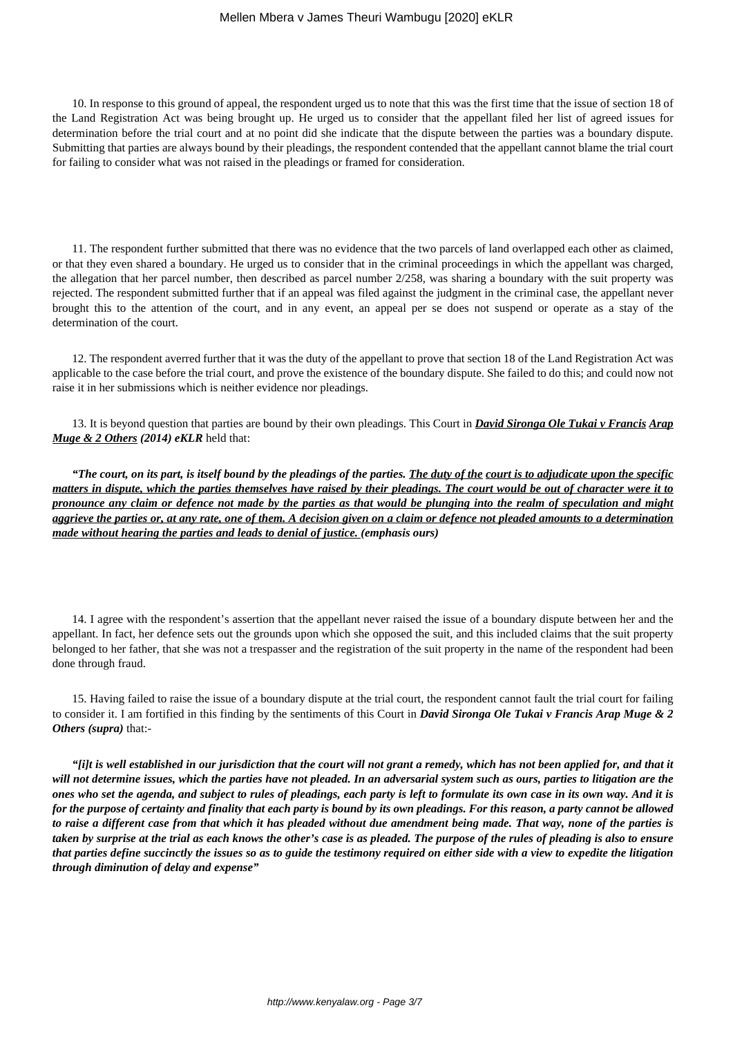10. In response to this ground of appeal, the respondent urged us to note that this was the first time that the issue of section 18 of the Land Registration Act was being brought up. He urged us to consider that the appellant filed her list of agreed issues for determination before the trial court and at no point did she indicate that the dispute between the parties was a boundary dispute. Submitting that parties are always bound by their pleadings, the respondent contended that the appellant cannot blame the trial court for failing to consider what was not raised in the pleadings or framed for consideration.

11. The respondent further submitted that there was no evidence that the two parcels of land overlapped each other as claimed, or that they even shared a boundary. He urged us to consider that in the criminal proceedings in which the appellant was charged, the allegation that her parcel number, then described as parcel number 2/258, was sharing a boundary with the suit property was rejected. The respondent submitted further that if an appeal was filed against the judgment in the criminal case, the appellant never brought this to the attention of the court, and in any event, an appeal per se does not suspend or operate as a stay of the determination of the court.

12. The respondent averred further that it was the duty of the appellant to prove that section 18 of the Land Registration Act was applicable to the case before the trial court, and prove the existence of the boundary dispute. She failed to do this; and could now not raise it in her submissions which is neither evidence nor pleadings.

13. It is beyond question that parties are bound by their own pleadings. This Court in ***David Sironga Ole Tukai v Francis Arap Muge & 2 Others*** ***(2014) eKLR*** held that:

***"The court, on its part, is itself bound by the pleadings of the parties. The duty of the court is to adjudicate upon the specific matters in dispute, which the parties themselves have raised by their pleadings. The court would be out of character were it to pronounce any claim or defence not made by the parties as that would be plunging into the realm of speculation and might aggrieve the parties or, at any rate, one of them. A decision given on a claim or defence not pleaded amounts to a determination made without hearing the parties and leads to denial of justice. (emphasis ours)***

14. I agree with the respondent's assertion that the appellant never raised the issue of a boundary dispute between her and the appellant. In fact, her defence sets out the grounds upon which she opposed the suit, and this included claims that the suit property belonged to her father, that she was not a trespasser and the registration of the suit property in the name of the respondent had been done through fraud.

15. Having failed to raise the issue of a boundary dispute at the trial court, the respondent cannot fault the trial court for failing to consider it. I am fortified in this finding by the sentiments of this Court in ***David Sironga Ole Tukai v Francis Arap Muge & 2 Others (supra)*** that:-

***"[i]t is well established in our jurisdiction that the court will not grant a remedy, which has not been applied for, and that it will not determine issues, which the parties have not pleaded. In an adversarial system such as ours, parties to litigation are the ones who set the agenda, and subject to rules of pleadings, each party is left to formulate its own case in its own way. And it is for the purpose of certainty and finality that each party is bound by its own pleadings. For this reason, a party cannot be allowed to raise a different case from that which it has pleaded without due amendment being made. That way, none of the parties is taken by surprise at the trial as each knows the other's case is as pleaded. The purpose of the rules of pleading is also to ensure that parties define succinctly the issues so as to guide the testimony required on either side with a view to expedite the litigation through diminution of delay and expense"***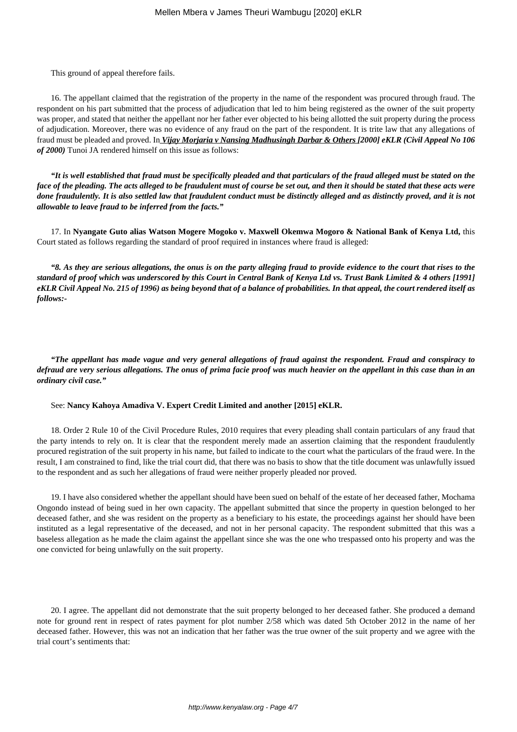This ground of appeal therefore fails.

16. The appellant claimed that the registration of the property in the name of the respondent was procured through fraud. The respondent on his part submitted that the process of adjudication that led to him being registered as the owner of the suit property was proper, and stated that neither the appellant nor her father ever objected to his being allotted the suit property during the process of adjudication. Moreover, there was no evidence of any fraud on the part of the respondent. It is trite law that any allegations of fraud must be pleaded and proved. In ***Vijay Morjaria v Nansing Madhusingh Darbar & Others [2000] eKLR (Civil Appeal No 106 of 2000)*** Tunoi JA rendered himself on this issue as follows:

***"It is well established that fraud must be specifically pleaded and that particulars of the fraud alleged must be stated on the face of the pleading. The acts alleged to be fraudulent must of course be set out, and then it should be stated that these acts were done fraudulently. It is also settled law that fraudulent conduct must be distinctly alleged and as distinctly proved, and it is not allowable to leave fraud to be inferred from the facts."***

17. In **Nyangate Guto alias Watson Mogere Mogoko v. Maxwell Okemwa Mogoro & National Bank of Kenya Ltd,** this Court stated as follows regarding the standard of proof required in instances where fraud is alleged:

***"8. As they are serious allegations, the onus is on the party alleging fraud to provide evidence to the court that rises to the standard of proof which was underscored by this Court in Central Bank of Kenya Ltd vs. Trust Bank Limited & 4 others [1991] eKLR Civil Appeal No. 215 of 1996) as being beyond that of a balance of probabilities. In that appeal, the court rendered itself as follows:-***

***"The appellant has made vague and very general allegations of fraud against the respondent. Fraud and conspiracy to defraud are very serious allegations. The onus of prima facie proof was much heavier on the appellant in this case than in an ordinary civil case."***

See: **Nancy Kahoya Amadiva V. Expert Credit Limited and another [2015] eKLR.**

18. Order 2 Rule 10 of the Civil Procedure Rules, 2010 requires that every pleading shall contain particulars of any fraud that the party intends to rely on. It is clear that the respondent merely made an assertion claiming that the respondent fraudulently procured registration of the suit property in his name, but failed to indicate to the court what the particulars of the fraud were. In the result, I am constrained to find, like the trial court did, that there was no basis to show that the title document was unlawfully issued to the respondent and as such her allegations of fraud were neither properly pleaded nor proved.

19. I have also considered whether the appellant should have been sued on behalf of the estate of her deceased father, Mochama Ongondo instead of being sued in her own capacity. The appellant submitted that since the property in question belonged to her deceased father, and she was resident on the property as a beneficiary to his estate, the proceedings against her should have been instituted as a legal representative of the deceased, and not in her personal capacity. The respondent submitted that this was a baseless allegation as he made the claim against the appellant since she was the one who trespassed onto his property and was the one convicted for being unlawfully on the suit property.

20. I agree. The appellant did not demonstrate that the suit property belonged to her deceased father. She produced a demand note for ground rent in respect of rates payment for plot number 2/58 which was dated 5th October 2012 in the name of her deceased father. However, this was not an indication that her father was the true owner of the suit property and we agree with the trial court's sentiments that: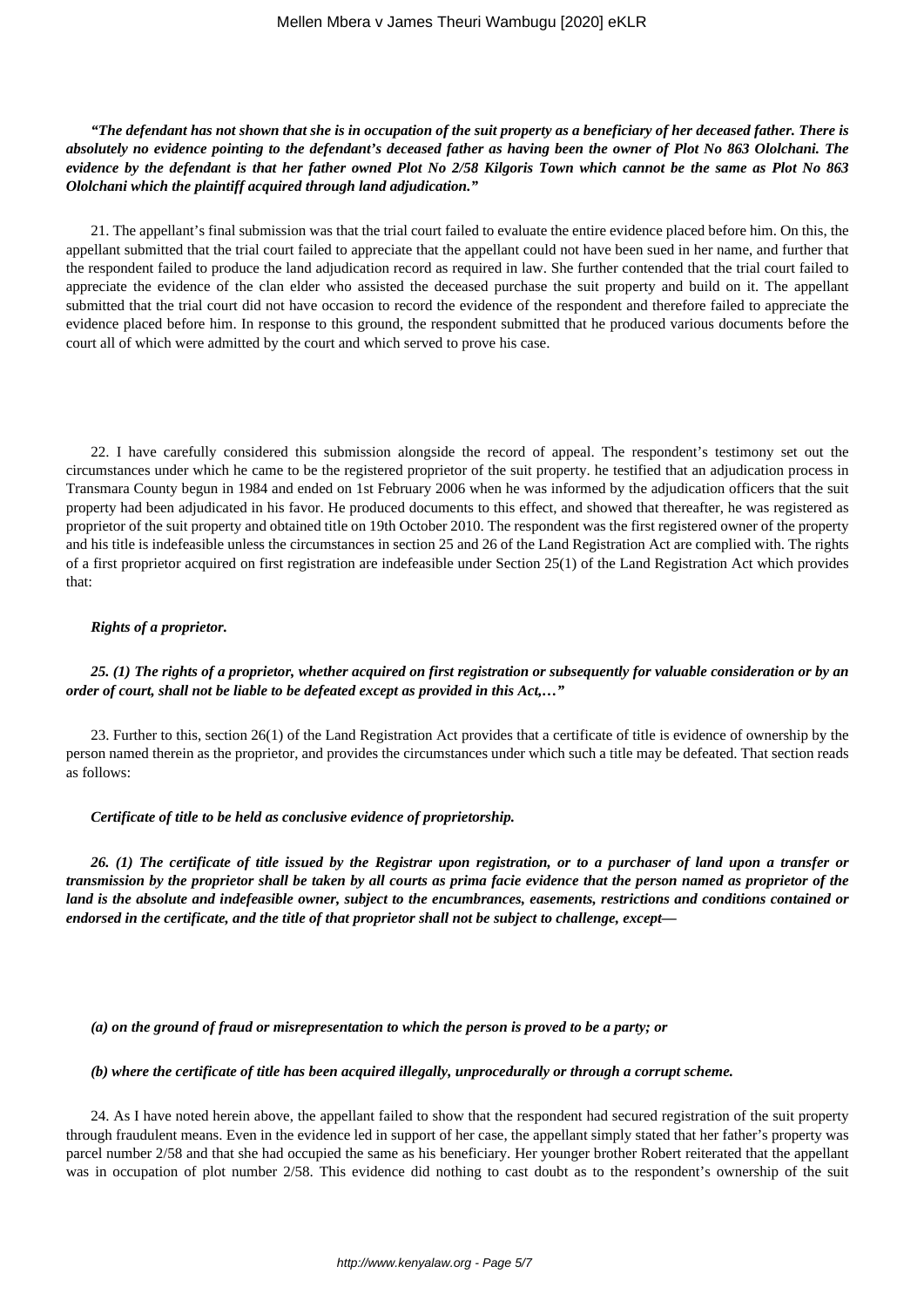***"The defendant has not shown that she is in occupation of the suit property as a beneficiary of her deceased father. There is absolutely no evidence pointing to the defendant's deceased father as having been the owner of Plot No 863 Ololchani. The evidence by the defendant is that her father owned Plot No 2/58 Kilgoris Town which cannot be the same as Plot No 863 Ololchani which the plaintiff acquired through land adjudication."***

21. The appellant's final submission was that the trial court failed to evaluate the entire evidence placed before him. On this, the appellant submitted that the trial court failed to appreciate that the appellant could not have been sued in her name, and further that the respondent failed to produce the land adjudication record as required in law. She further contended that the trial court failed to appreciate the evidence of the clan elder who assisted the deceased purchase the suit property and build on it. The appellant submitted that the trial court did not have occasion to record the evidence of the respondent and therefore failed to appreciate the evidence placed before him. In response to this ground, the respondent submitted that he produced various documents before the court all of which were admitted by the court and which served to prove his case.

22. I have carefully considered this submission alongside the record of appeal. The respondent's testimony set out the circumstances under which he came to be the registered proprietor of the suit property. he testified that an adjudication process in Transmara County begun in 1984 and ended on 1st February 2006 when he was informed by the adjudication officers that the suit property had been adjudicated in his favor. He produced documents to this effect, and showed that thereafter, he was registered as proprietor of the suit property and obtained title on 19th October 2010. The respondent was the first registered owner of the property and his title is indefeasible unless the circumstances in section 25 and 26 of the Land Registration Act are complied with. The rights of a first proprietor acquired on first registration are indefeasible under Section 25(1) of the Land Registration Act which provides that:

***Rights of a proprietor.***

***25. (1) The rights of a proprietor, whether acquired on first registration or subsequently for valuable consideration or by an order of court, shall not be liable to be defeated except as provided in this Act,…"***

23. Further to this, section 26(1) of the Land Registration Act provides that a certificate of title is evidence of ownership by the person named therein as the proprietor, and provides the circumstances under which such a title may be defeated. That section reads as follows:

***Certificate of title to be held as conclusive evidence of proprietorship.***

***26. (1) The certificate of title issued by the Registrar upon registration, or to a purchaser of land upon a transfer or transmission by the proprietor shall be taken by all courts as prima facie evidence that the person named as proprietor of the land is the absolute and indefeasible owner, subject to the encumbrances, easements, restrictions and conditions contained or endorsed in the certificate, and the title of that proprietor shall not be subject to challenge, except—***

***(a) on the ground of fraud or misrepresentation to which the person is proved to be a party; or***

***(b) where the certificate of title has been acquired illegally, unprocedurally or through a corrupt scheme.***

24. As I have noted herein above, the appellant failed to show that the respondent had secured registration of the suit property through fraudulent means. Even in the evidence led in support of her case, the appellant simply stated that her father's property was parcel number 2/58 and that she had occupied the same as his beneficiary. Her younger brother Robert reiterated that the appellant was in occupation of plot number 2/58. This evidence did nothing to cast doubt as to the respondent's ownership of the suit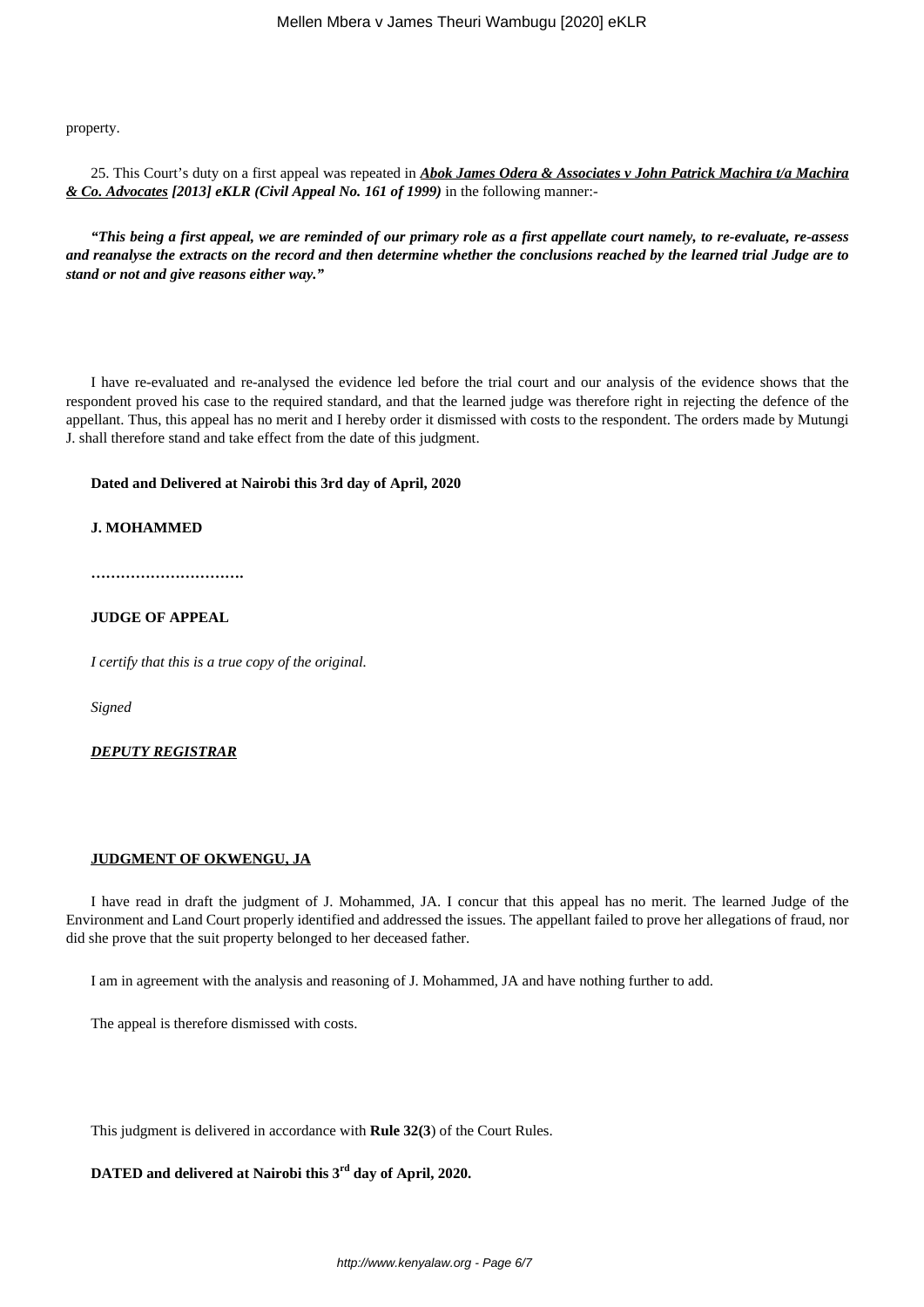property.

25. This Court's duty on a first appeal was repeated in ***Abok James Odera & Associates v John Patrick Machira t/a Machira & Co. Advocates*** ***[2013] eKLR (Civil Appeal No. 161 of 1999)*** in the following manner:-

***"This being a first appeal, we are reminded of our primary role as a first appellate court namely, to re-evaluate, re-assess and reanalyse the extracts on the record and then determine whether the conclusions reached by the learned trial Judge are to stand or not and give reasons either way."***

I have re-evaluated and re-analysed the evidence led before the trial court and our analysis of the evidence shows that the respondent proved his case to the required standard, and that the learned judge was therefore right in rejecting the defence of the appellant. Thus, this appeal has no merit and I hereby order it dismissed with costs to the respondent. The orders made by Mutungi J. shall therefore stand and take effect from the date of this judgment.

**Dated and Delivered at Nairobi this 3rd day of April, 2020**

**J. MOHAMMED**

**………………………….**

**JUDGE OF APPEAL**

*I certify that this is a true copy of the original.*

*Signed*

***DEPUTY REGISTRAR***

**JUDGMENT OF OKWENGU, JA**

I have read in draft the judgment of J. Mohammed, JA. I concur that this appeal has no merit. The learned Judge of the Environment and Land Court properly identified and addressed the issues. The appellant failed to prove her allegations of fraud, nor did she prove that the suit property belonged to her deceased father.

I am in agreement with the analysis and reasoning of J. Mohammed, JA and have nothing further to add.

The appeal is therefore dismissed with costs.

This judgment is delivered in accordance with **Rule 32(3**) of the Court Rules.

**DATED and delivered at Nairobi this 3rd day of April, 2020.**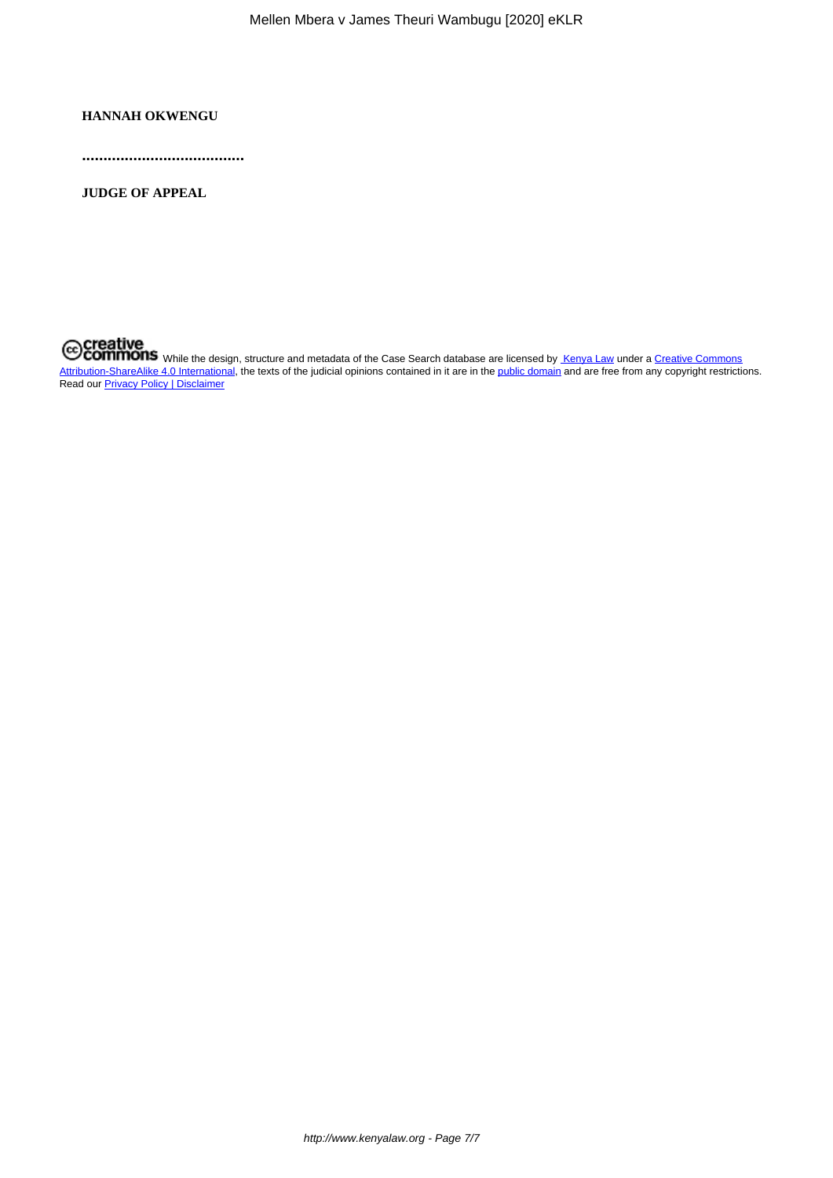**HANNAH OKWENGU**

**....................................**

**JUDGE OF APPEAL**

While the design, structure and metadata of the Case Search database are licensed by Kenya Law under a Creative Commons Attribution-ShareAlike 4.0 International, the texts of the judicial opinions contained in it are in the public domain and are free from any copyright restrictions. Read our Privacy Policy | Disclaimer